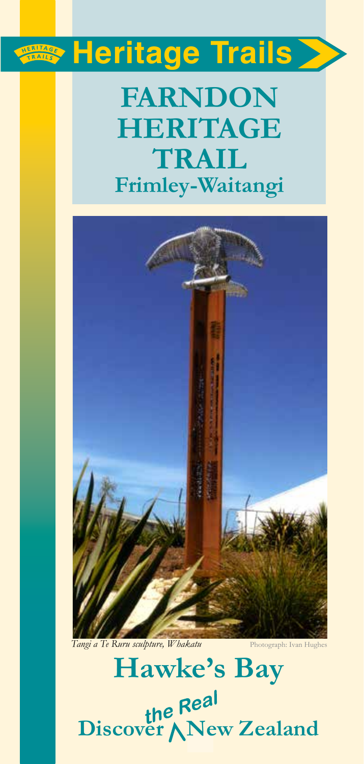Heritage Trails

# FARNDON HERITAGE TRAIL

## Frimley-Waitangi

*Tangi a Te Ruru sculpture, Whakatu* Photograph: Ivan Hughes

# Hawke's Bay

Discover the Real New Zealand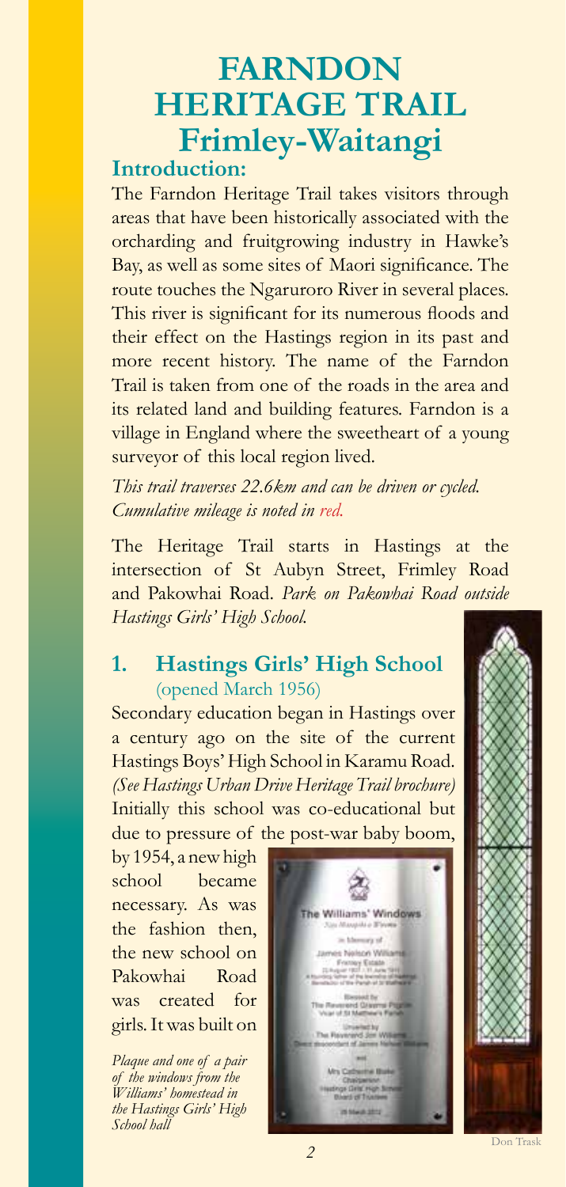# FARNDON HERITAGE TRAIL

## Frimley-Waitangi

### Introduction:

The Farndon Heritage Trail takes visitors through areas that have been historically associated with the orcharding and fruitgrowing industry in Hawke's Bay, as well as some sites of Maori significance. The route touches the Ngaruroro River in several places. This river is significant for its numerous floods and their effect on the Hastings region in its past and more recent history. The name of the Farndon Trail is taken from one of the roads in the area and its related land and building features. Farndon is a village in England where the sweetheart of a young surveyor of this local region lived.

*This trail traverses 22.6km and can be driven or cycled. Cumulative mileage is noted in red.*

The Heritage Trail starts in Hastings at the intersection of St Aubyn Street, Frimley Road and Pakowhai Road. *Park on Pakowhai Road outside Hastings Girls' High School.*

## 1. Hastings Girls' High School
(opened March 1956)

Secondary education began in Hastings over a century ago on the site of the current Hastings Boys' High School in Karamu Road. *(See Hastings Urban Drive Heritage Trail brochure)* Initially this school was co-educational but due to pressure of the post-war baby boom, by 1954, a new high school became necessary. As was the fashion then, the new school on Pakowhai Road was created for girls. It was built on

*Plaque and one of a pair of the windows from the Williams' homestead in the Hastings Girls' High School hall*

Don Trask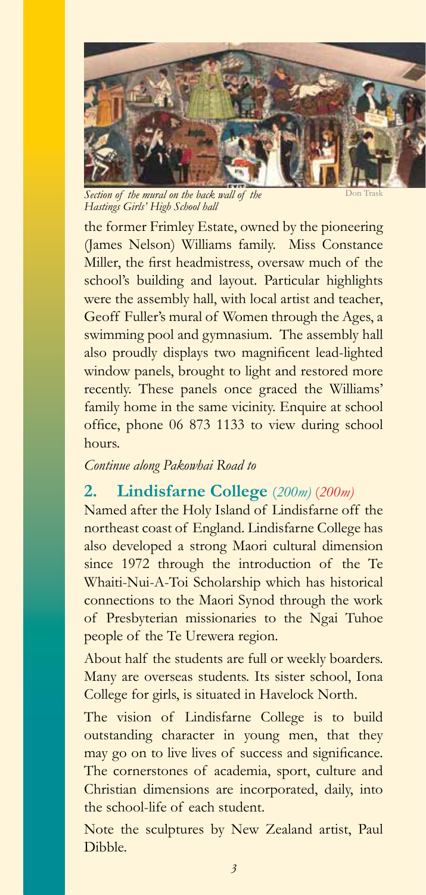*Section of the mural on the back wall of the Hastings Girls' High School hall*

Don Trask

the former Frimley Estate, owned by the pioneering (James Nelson) Williams family. Miss Constance Miller, the first headmistress, oversaw much of the school's building and layout. Particular highlights were the assembly hall, with local artist and teacher, Geoff Fuller's mural of Women through the Ages, a swimming pool and gymnasium. The assembly hall also proudly displays two magnificent lead-lighted window panels, brought to light and restored more recently. These panels once graced the Williams' family home in the same vicinity. Enquire at school office, phone 06 873 1133 to view during school hours.

*Continue along Pakowhai Road to*

## 2. Lindisfarne College *(200m) (200m)*

Named after the Holy Island of Lindisfarne off the northeast coast of England. Lindisfarne College has also developed a strong Maori cultural dimension since 1972 through the introduction of the Te Whaiti-Nui-A-Toi Scholarship which has historical connections to the Maori Synod through the work of Presbyterian missionaries to the Ngai Tuhoe people of the Te Urewera region.

About half the students are full or weekly boarders. Many are overseas students. Its sister school, Iona College for girls, is situated in Havelock North.

The vision of Lindisfarne College is to build outstanding character in young men, that they may go on to live lives of success and significance. The cornerstones of academia, sport, culture and Christian dimensions are incorporated, daily, into the school-life of each student.

Note the sculptures by New Zealand artist, Paul Dibble.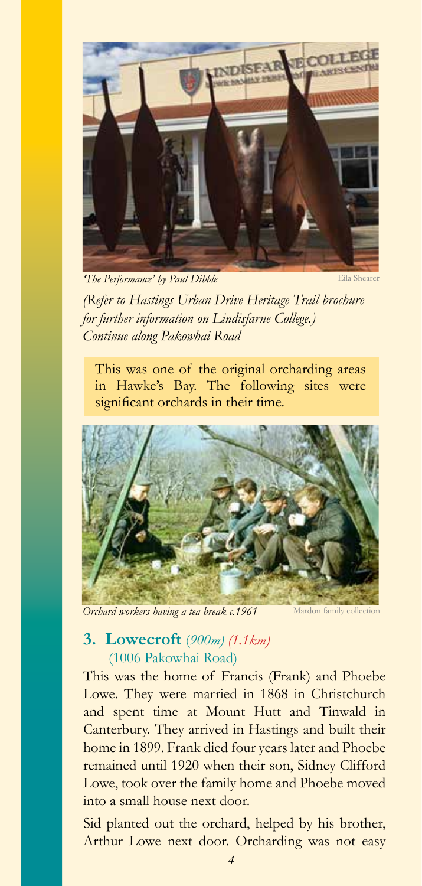*'The Performance' by Paul Dibble* Eila Shearer

*(Refer to Hastings Urban Drive Heritage Trail brochure for further information on Lindisfarne College.)*
*Continue along Pakowhai Road*

This was one of the original orcharding areas in Hawke's Bay. The following sites were significant orchards in their time.

*Orchard workers having a tea break c.1961* Mardon family collection

### 3. Lowecroft *(900m) (1.1km)*
(1006 Pakowhai Road)

This was the home of Francis (Frank) and Phoebe Lowe. They were married in 1868 in Christchurch and spent time at Mount Hutt and Tinwald in Canterbury. They arrived in Hastings and built their home in 1899. Frank died four years later and Phoebe remained until 1920 when their son, Sidney Clifford Lowe, took over the family home and Phoebe moved into a small house next door.

Sid planted out the orchard, helped by his brother, Arthur Lowe next door. Orcharding was not easy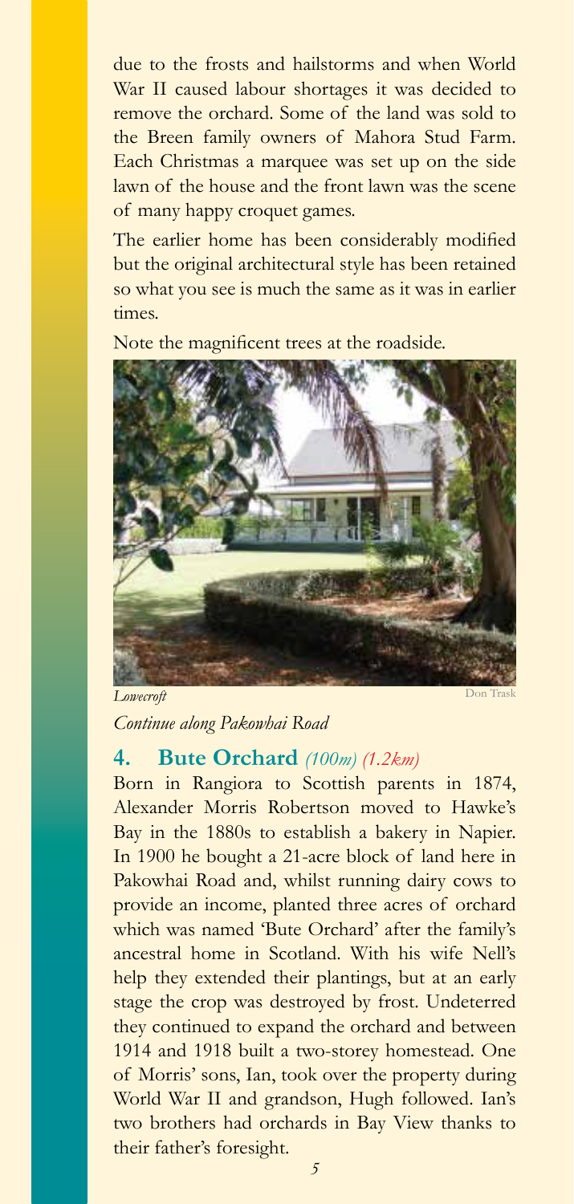due to the frosts and hailstorms and when World War II caused labour shortages it was decided to remove the orchard. Some of the land was sold to the Breen family owners of Mahora Stud Farm. Each Christmas a marquee was set up on the side lawn of the house and the front lawn was the scene of many happy croquet games.

The earlier home has been considerably modified but the original architectural style has been retained so what you see is much the same as it was in earlier times.

Note the magnificent trees at the roadside.

*Lowecroft* Don Trask

*Continue along Pakowhai Road*

## 4. Bute Orchard *(100m) (1.2km)*

Born in Rangiora to Scottish parents in 1874, Alexander Morris Robertson moved to Hawke's Bay in the 1880s to establish a bakery in Napier. In 1900 he bought a 21-acre block of land here in Pakowhai Road and, whilst running dairy cows to provide an income, planted three acres of orchard which was named 'Bute Orchard' after the family's ancestral home in Scotland. With his wife Nell's help they extended their plantings, but at an early stage the crop was destroyed by frost. Undeterred they continued to expand the orchard and between 1914 and 1918 built a two-storey homestead. One of Morris' sons, Ian, took over the property during World War II and grandson, Hugh followed. Ian's two brothers had orchards in Bay View thanks to their father's foresight.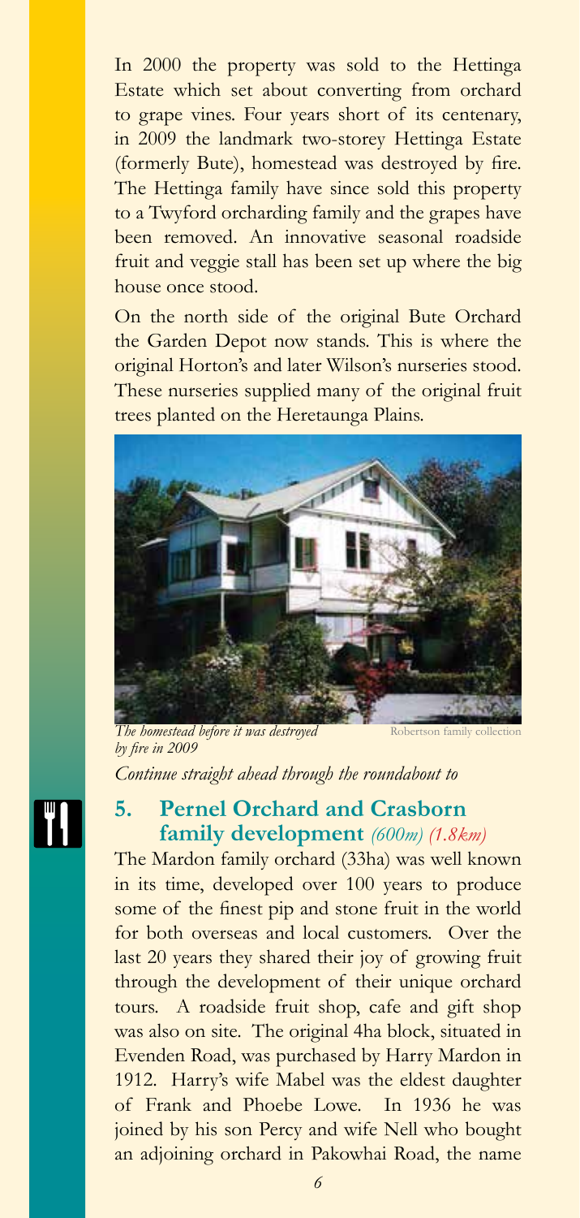In 2000 the property was sold to the Hettinga Estate which set about converting from orchard to grape vines. Four years short of its centenary, in 2009 the landmark two-storey Hettinga Estate (formerly Bute), homestead was destroyed by fire. The Hettinga family have since sold this property to a Twyford orcharding family and the grapes have been removed. An innovative seasonal roadside fruit and veggie stall has been set up where the big house once stood.

On the north side of the original Bute Orchard the Garden Depot now stands. This is where the original Horton's and later Wilson's nurseries stood. These nurseries supplied many of the original fruit trees planted on the Heretaunga Plains.

*The homestead before it was destroyed by fire in 2009* Robertson family collection

*Continue straight ahead through the roundabout to*

## 5. Pernel Orchard and Crasborn family development *(600m) (1.8km)*

The Mardon family orchard (33ha) was well known in its time, developed over 100 years to produce some of the finest pip and stone fruit in the world for both overseas and local customers. Over the last 20 years they shared their joy of growing fruit through the development of their unique orchard tours. A roadside fruit shop, cafe and gift shop was also on site. The original 4ha block, situated in Evenden Road, was purchased by Harry Mardon in 1912. Harry's wife Mabel was the eldest daughter of Frank and Phoebe Lowe. In 1936 he was joined by his son Percy and wife Nell who bought an adjoining orchard in Pakowhai Road, the name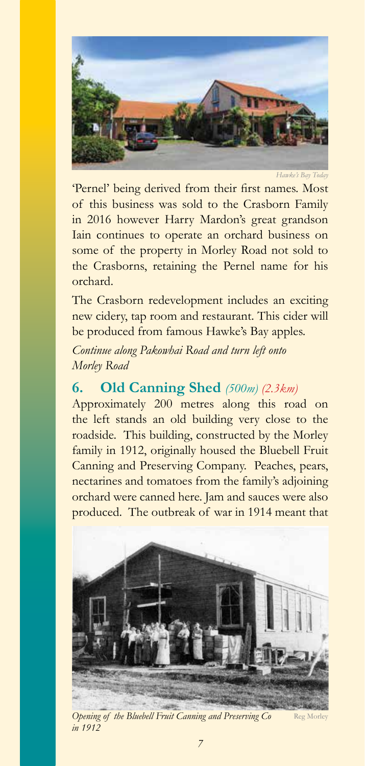Hawke's Bay Today

'Pernel' being derived from their first names. Most of this business was sold to the Crasborn Family in 2016 however Harry Mardon's great grandson Iain continues to operate an orchard business on some of the property in Morley Road not sold to the Crasborns, retaining the Pernel name for his orchard.

The Crasborn redevelopment includes an exciting new cidery, tap room and restaurant. This cider will be produced from famous Hawke's Bay apples.

*Continue along Pakowhai Road and turn left onto Morley Road*

## 6. Old Canning Shed *(500m) (2.3km)*

Approximately 200 metres along this road on the left stands an old building very close to the roadside. This building, constructed by the Morley family in 1912, originally housed the Bluebell Fruit Canning and Preserving Company. Peaches, pears, nectarines and tomatoes from the family's adjoining orchard were canned here. Jam and sauces were also produced. The outbreak of war in 1914 meant that

*Opening of the Bluebell Fruit Canning and Preserving Co in 1912* Reg Morley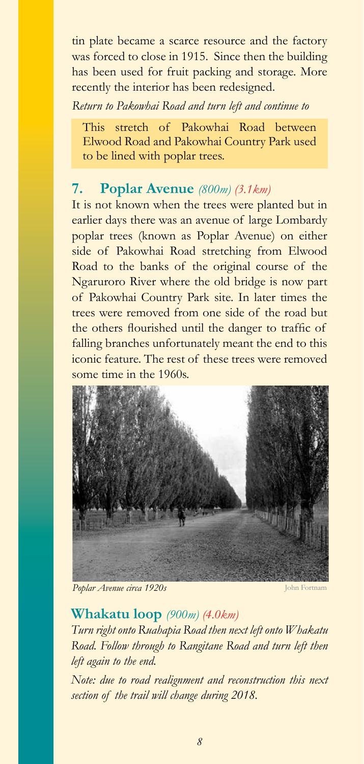tin plate became a scarce resource and the factory was forced to close in 1915. Since then the building has been used for fruit packing and storage. More recently the interior has been redesigned.

*Return to Pakowhai Road and turn left and continue to*

This stretch of Pakowhai Road between Elwood Road and Pakowhai Country Park used to be lined with poplar trees.

## 7. Poplar Avenue *(800m) (3.1km)*

It is not known when the trees were planted but in earlier days there was an avenue of large Lombardy poplar trees (known as Poplar Avenue) on either side of Pakowhai Road stretching from Elwood Road to the banks of the original course of the Ngaruroro River where the old bridge is now part of Pakowhai Country Park site. In later times the trees were removed from one side of the road but the others flourished until the danger to traffic of falling branches unfortunately meant the end to this iconic feature. The rest of these trees were removed some time in the 1960s.

*Poplar Avenue circa 1920s* John Fortnam

## Whakatu loop *(900m) (4.0km)*

*Turn right onto Ruahapia Road then next left onto Whakatu Road. Follow through to Rangitane Road and turn left then left again to the end.*

*Note: due to road realignment and reconstruction this next section of the trail will change during 2018.*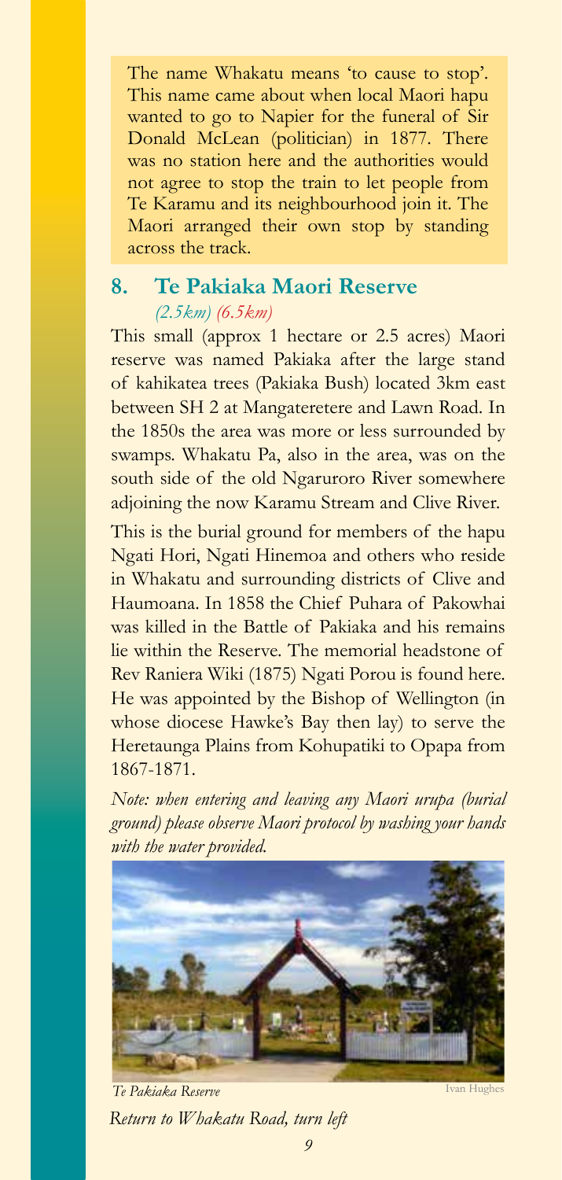The name Whakatu means 'to cause to stop'. This name came about when local Maori hapu wanted to go to Napier for the funeral of Sir Donald McLean (politician) in 1877. There was no station here and the authorities would not agree to stop the train to let people from Te Karamu and its neighbourhood join it. The Maori arranged their own stop by standing across the track.

## 8. Te Pakiaka Maori Reserve

*(2.5km) (6.5km)*

This small (approx 1 hectare or 2.5 acres) Maori reserve was named Pakiaka after the large stand of kahikatea trees (Pakiaka Bush) located 3km east between SH 2 at Mangateretere and Lawn Road. In the 1850s the area was more or less surrounded by swamps. Whakatu Pa, also in the area, was on the south side of the old Ngaruroro River somewhere adjoining the now Karamu Stream and Clive River.

This is the burial ground for members of the hapu Ngati Hori, Ngati Hinemoa and others who reside in Whakatu and surrounding districts of Clive and Haumoana. In 1858 the Chief Puhara of Pakowhai was killed in the Battle of Pakiaka and his remains lie within the Reserve. The memorial headstone of Rev Raniera Wiki (1875) Ngati Porou is found here. He was appointed by the Bishop of Wellington (in whose diocese Hawke's Bay then lay) to serve the Heretaunga Plains from Kohupatiki to Opapa from 1867-1871.

*Note: when entering and leaving any Maori urupa (burial ground) please observe Maori protocol by washing your hands with the water provided.*

*Te Pakiaka Reserve* Ivan Hughes

*Return to Whakatu Road, turn left*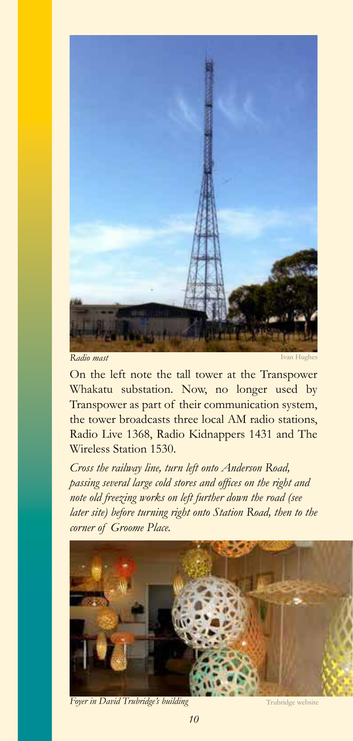*Radio mast* Ivan Hughes

On the left note the tall tower at the Transpower Whakatu substation. Now, no longer used by Transpower as part of their communication system, the tower broadcasts three local AM radio stations, Radio Live 1368, Radio Kidnappers 1431 and The Wireless Station 1530.

*Cross the railway line, turn left onto Anderson Road, passing several large cold stores and offices on the right and note old freezing works on left further down the road (see later site) before turning right onto Station Road, then to the corner of Groome Place.*

*Foyer in David Trubridge's building* Trubridge website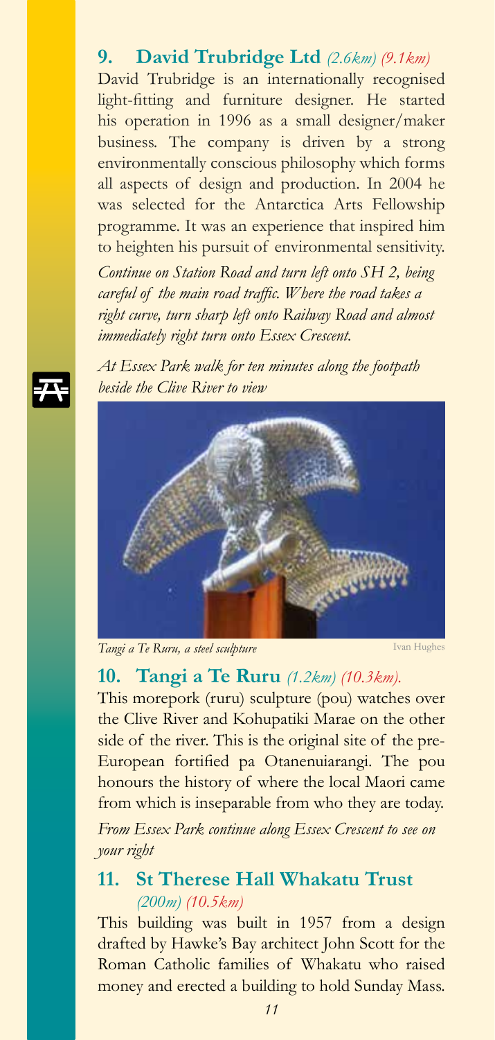## 9. David Trubridge Ltd *(2.6km) (9.1km)*

David Trubridge is an internationally recognised light-fitting and furniture designer. He started his operation in 1996 as a small designer/maker business. The company is driven by a strong environmentally conscious philosophy which forms all aspects of design and production. In 2004 he was selected for the Antarctica Arts Fellowship programme. It was an experience that inspired him to heighten his pursuit of environmental sensitivity.

*Continue on Station Road and turn left onto SH 2, being careful of the main road traffic. Where the road takes a right curve, turn sharp left onto Railway Road and almost immediately right turn onto Essex Crescent.*

*At Essex Park walk for ten minutes along the footpath beside the Clive River to view*

*Tangi a Te Ruru, a steel sculpture* Ivan Hughes

## 10. Tangi a Te Ruru *(1.2km) (10.3km).*

This morepork (ruru) sculpture (pou) watches over the Clive River and Kohupatiki Marae on the other side of the river. This is the original site of the pre-European fortified pa Otanenuiarangi. The pou honours the history of where the local Maori came from which is inseparable from who they are today.

*From Essex Park continue along Essex Crescent to see on your right*

## 11. St Therese Hall Whakatu Trust *(200m) (10.5km)*

This building was built in 1957 from a design drafted by Hawke's Bay architect John Scott for the Roman Catholic families of Whakatu who raised money and erected a building to hold Sunday Mass.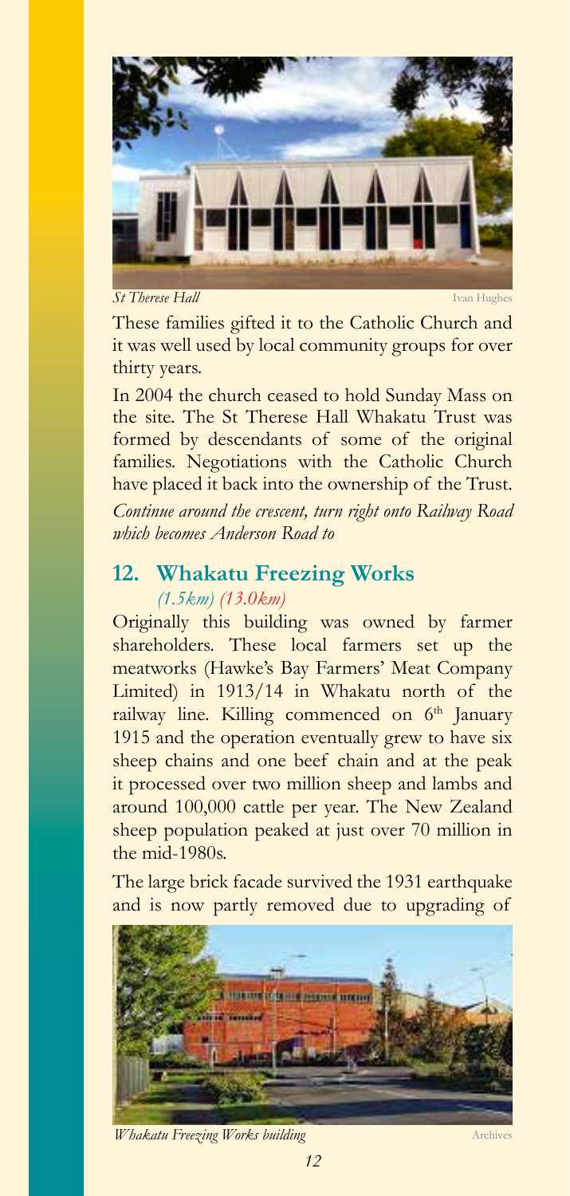*St Therese Hall* Ivan Hughes

These families gifted it to the Catholic Church and it was well used by local community groups for over thirty years.

In 2004 the church ceased to hold Sunday Mass on the site. The St Therese Hall Whakatu Trust was formed by descendants of some of the original families. Negotiations with the Catholic Church have placed it back into the ownership of the Trust.

*Continue around the crescent, turn right onto Railway Road which becomes Anderson Road to*

## 12. Whakatu Freezing Works

*(1.5km) (13.0km)*

Originally this building was owned by farmer shareholders. These local farmers set up the meatworks (Hawke's Bay Farmers' Meat Company Limited) in 1913/14 in Whakatu north of the railway line. Killing commenced on 6th January 1915 and the operation eventually grew to have six sheep chains and one beef chain and at the peak it processed over two million sheep and lambs and around 100,000 cattle per year. The New Zealand sheep population peaked at just over 70 million in the mid-1980s.

The large brick facade survived the 1931 earthquake and is now partly removed due to upgrading of

*Whakatu Freezing Works building* Archives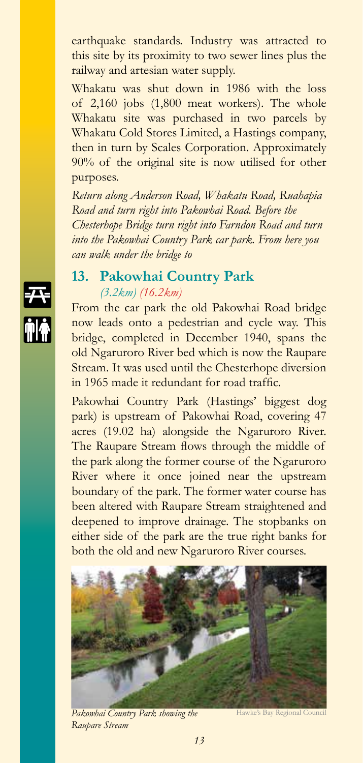earthquake standards. Industry was attracted to this site by its proximity to two sewer lines plus the railway and artesian water supply.

Whakatu was shut down in 1986 with the loss of 2,160 jobs (1,800 meat workers). The whole Whakatu site was purchased in two parcels by Whakatu Cold Stores Limited, a Hastings company, then in turn by Scales Corporation. Approximately 90% of the original site is now utilised for other purposes.

*Return along Anderson Road, Whakatu Road, Ruahapia Road and turn right into Pakowhai Road. Before the Chesterhope Bridge turn right into Farndon Road and turn into the Pakowhai Country Park car park. From here you can walk under the bridge to*

## 13. Pakowhai Country Park

*(3.2km) (16.2km)*

From the car park the old Pakowhai Road bridge now leads onto a pedestrian and cycle way. This bridge, completed in December 1940, spans the old Ngaruroro River bed which is now the Raupare Stream. It was used until the Chesterhope diversion in 1965 made it redundant for road traffic.

Pakowhai Country Park (Hastings' biggest dog park) is upstream of Pakowhai Road, covering 47 acres (19.02 ha) alongside the Ngaruroro River. The Raupare Stream flows through the middle of the park along the former course of the Ngaruroro River where it once joined near the upstream boundary of the park. The former water course has been altered with Raupare Stream straightened and deepened to improve drainage. The stopbanks on either side of the park are the true right banks for both the old and new Ngaruroro River courses.

*Pakowhai Country Park showing the Raupare Stream* Hawke's Bay Regional Council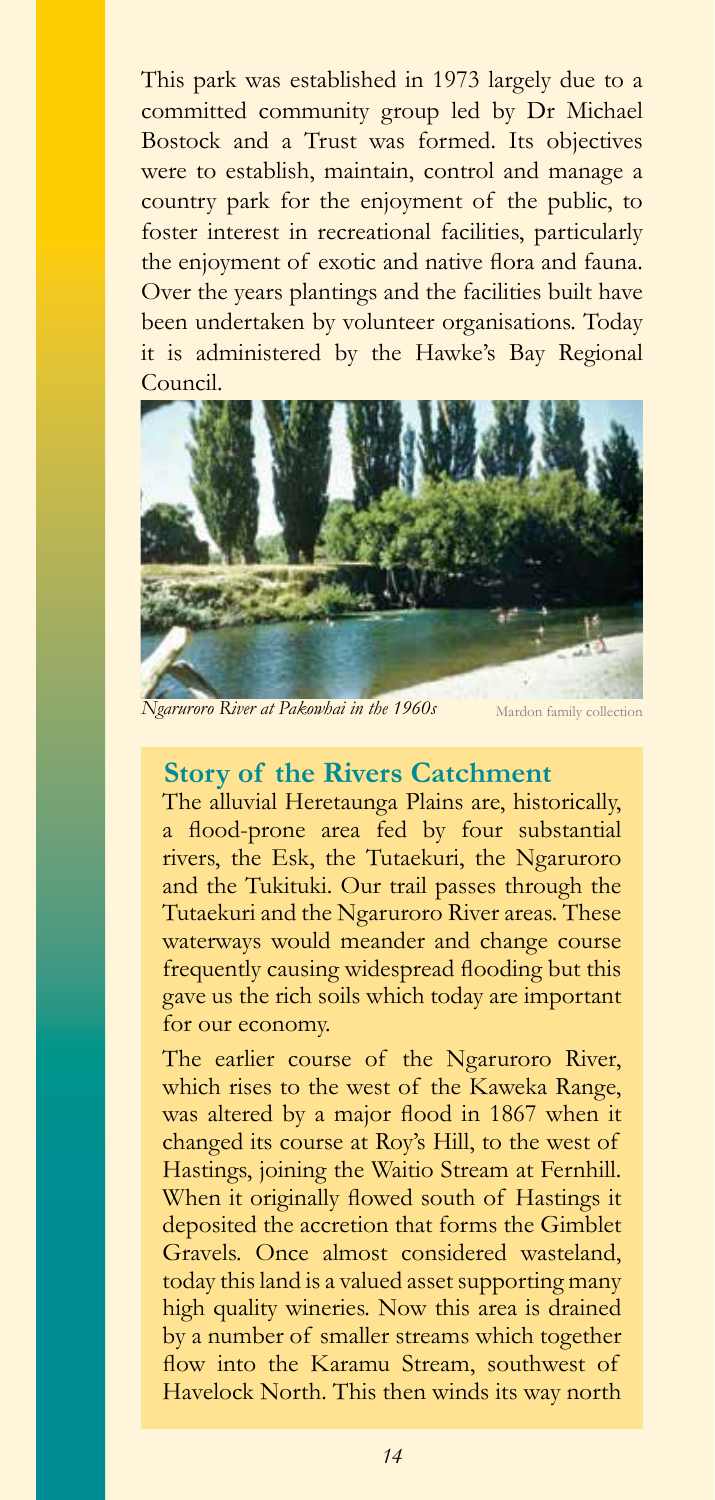This park was established in 1973 largely due to a committed community group led by Dr Michael Bostock and a Trust was formed. Its objectives were to establish, maintain, control and manage a country park for the enjoyment of the public, to foster interest in recreational facilities, particularly the enjoyment of exotic and native flora and fauna. Over the years plantings and the facilities built have been undertaken by volunteer organisations. Today it is administered by the Hawke's Bay Regional Council.

*Ngaruroro River at Pakowhai in the 1960s* Mardon family collection

## Story of the Rivers Catchment

The alluvial Heretaunga Plains are, historically, a flood-prone area fed by four substantial rivers, the Esk, the Tutaekuri, the Ngaruroro and the Tukituki. Our trail passes through the Tutaekuri and the Ngaruroro River areas. These waterways would meander and change course frequently causing widespread flooding but this gave us the rich soils which today are important for our economy.

The earlier course of the Ngaruroro River, which rises to the west of the Kaweka Range, was altered by a major flood in 1867 when it changed its course at Roy's Hill, to the west of Hastings, joining the Waitio Stream at Fernhill. When it originally flowed south of Hastings it deposited the accretion that forms the Gimblet Gravels. Once almost considered wasteland, today this land is a valued asset supporting many high quality wineries. Now this area is drained by a number of smaller streams which together flow into the Karamu Stream, southwest of Havelock North. This then winds its way north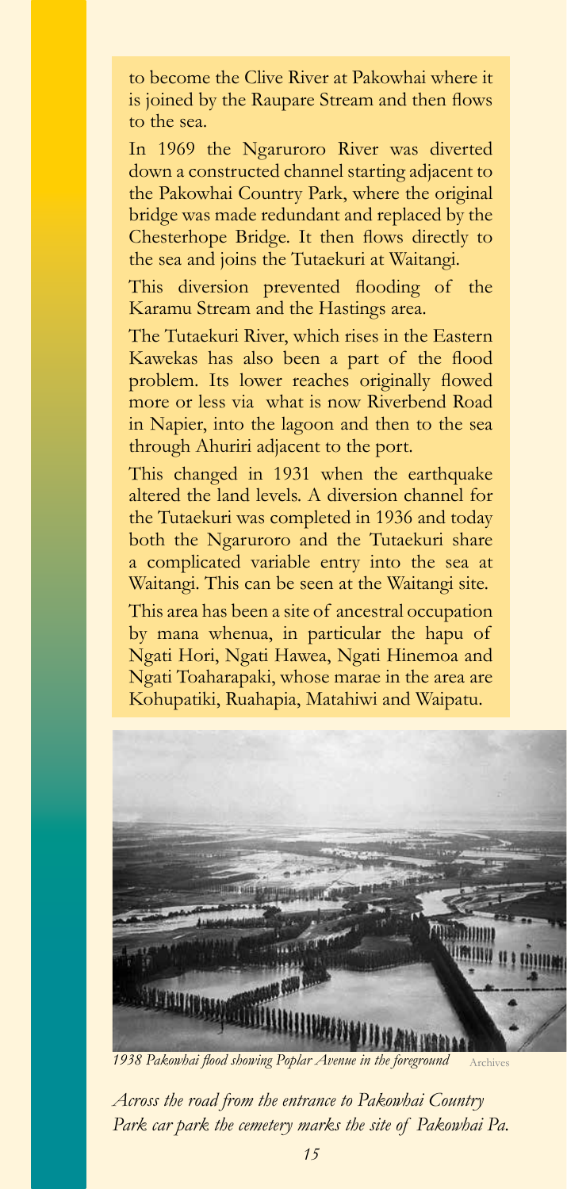to become the Clive River at Pakowhai where it is joined by the Raupare Stream and then flows to the sea.

In 1969 the Ngaruroro River was diverted down a constructed channel starting adjacent to the Pakowhai Country Park, where the original bridge was made redundant and replaced by the Chesterhope Bridge. It then flows directly to the sea and joins the Tutaekuri at Waitangi.

This diversion prevented flooding of the Karamu Stream and the Hastings area.

The Tutaekuri River, which rises in the Eastern Kawekas has also been a part of the flood problem. Its lower reaches originally flowed more or less via what is now Riverbend Road in Napier, into the lagoon and then to the sea through Ahuriri adjacent to the port.

This changed in 1931 when the earthquake altered the land levels. A diversion channel for the Tutaekuri was completed in 1936 and today both the Ngaruroro and the Tutaekuri share a complicated variable entry into the sea at Waitangi. This can be seen at the Waitangi site.

This area has been a site of ancestral occupation by mana whenua, in particular the hapu of Ngati Hori, Ngati Hawea, Ngati Hinemoa and Ngati Toaharapaki, whose marae in the area are Kohupatiki, Ruahapia, Matahiwi and Waipatu.

*1938 Pakowhai flood showing Poplar Avenue in the foreground* Archives

*Across the road from the entrance to Pakowhai Country Park car park the cemetery marks the site of Pakowhai Pa.*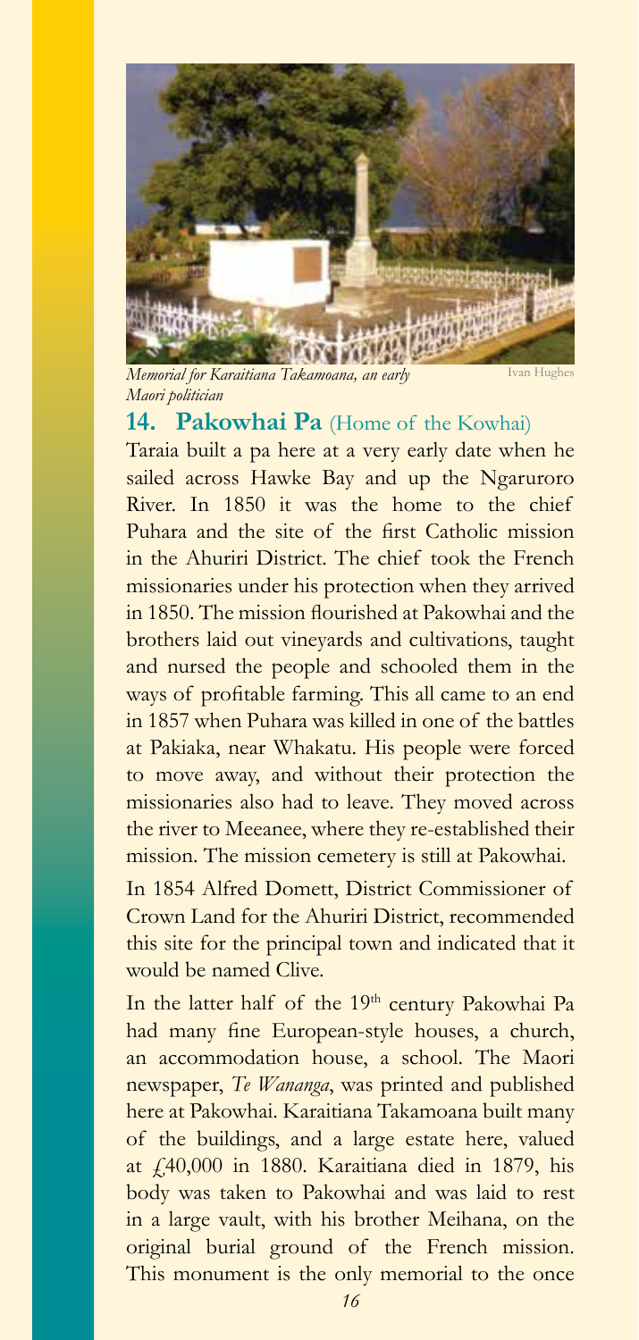*Memorial for Karaitiana Takamoana, an early Maori politician*

Ivan Hughes

## 14. Pakowhai Pa (Home of the Kowhai)

Taraia built a pa here at a very early date when he sailed across Hawke Bay and up the Ngaruroro River. In 1850 it was the home to the chief Puhara and the site of the first Catholic mission in the Ahuriri District. The chief took the French missionaries under his protection when they arrived in 1850. The mission flourished at Pakowhai and the brothers laid out vineyards and cultivations, taught and nursed the people and schooled them in the ways of profitable farming. This all came to an end in 1857 when Puhara was killed in one of the battles at Pakiaka, near Whakatu. His people were forced to move away, and without their protection the missionaries also had to leave. They moved across the river to Meeanee, where they re-established their mission. The mission cemetery is still at Pakowhai.

In 1854 Alfred Domett, District Commissioner of Crown Land for the Ahuriri District, recommended this site for the principal town and indicated that it would be named Clive.

In the latter half of the 19th century Pakowhai Pa had many fine European-style houses, a church, an accommodation house, a school. The Maori newspaper, *Te Wananga*, was printed and published here at Pakowhai. Karaitiana Takamoana built many of the buildings, and a large estate here, valued at £40,000 in 1880. Karaitiana died in 1879, his body was taken to Pakowhai and was laid to rest in a large vault, with his brother Meihana, on the original burial ground of the French mission. This monument is the only memorial to the once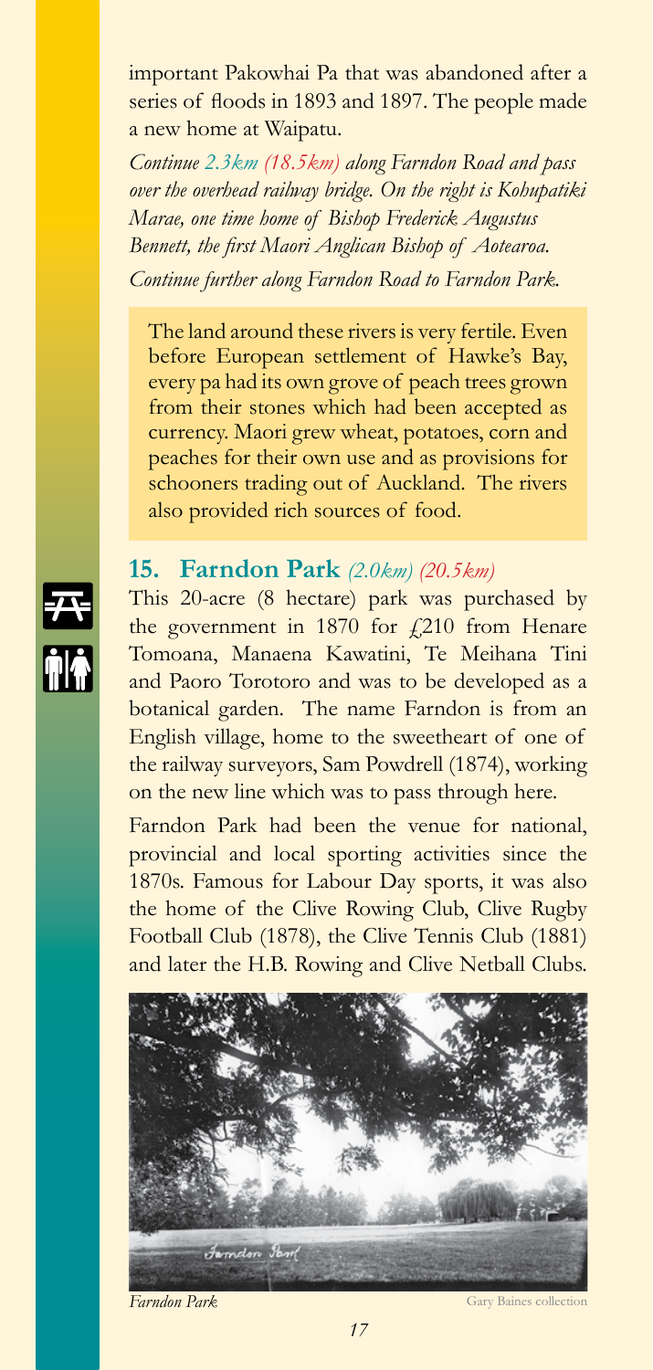important Pakowhai Pa that was abandoned after a series of floods in 1893 and 1897. The people made a new home at Waipatu.

*Continue 2.3km (18.5km) along Farndon Road and pass over the overhead railway bridge. On the right is Kohupatiki Marae, one time home of Bishop Frederick Augustus Bennett, the first Maori Anglican Bishop of Aotearoa.*

*Continue further along Farndon Road to Farndon Park.*

> The land around these rivers is very fertile. Even before European settlement of Hawke's Bay, every pa had its own grove of peach trees grown from their stones which had been accepted as currency. Maori grew wheat, potatoes, corn and peaches for their own use and as provisions for schooners trading out of Auckland. The rivers also provided rich sources of food.

## 15. Farndon Park *(2.0km) (20.5km)*

This 20-acre (8 hectare) park was purchased by the government in 1870 for £210 from Henare Tomoana, Manaena Kawatini, Te Meihana Tini and Paoro Torotoro and was to be developed as a botanical garden. The name Farndon is from an English village, home to the sweetheart of one of the railway surveyors, Sam Powdrell (1874), working on the new line which was to pass through here.

Farndon Park had been the venue for national, provincial and local sporting activities since the 1870s. Famous for Labour Day sports, it was also the home of the Clive Rowing Club, Clive Rugby Football Club (1878), the Clive Tennis Club (1881) and later the H.B. Rowing and Clive Netball Clubs.

*Farndon Park* Gary Baines collection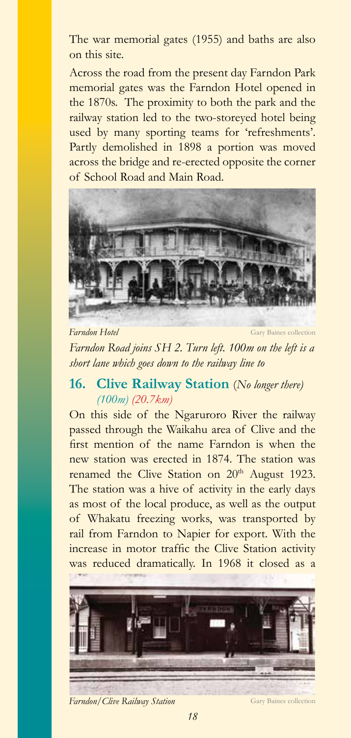The war memorial gates (1955) and baths are also on this site.

Across the road from the present day Farndon Park memorial gates was the Farndon Hotel opened in the 1870s. The proximity to both the park and the railway station led to the two-storeyed hotel being used by many sporting teams for 'refreshments'. Partly demolished in 1898 a portion was moved across the bridge and re-erected opposite the corner of School Road and Main Road.

*Farndon Hotel* Gary Baines collection

*Farndon Road joins SH 2. Turn left. 100m on the left is a short lane which goes down to the railway line to*

## 16. Clive Railway Station (*No longer there*) *(100m) (20.7km)*

On this side of the Ngaruroro River the railway passed through the Waikahu area of Clive and the first mention of the name Farndon is when the new station was erected in 1874. The station was renamed the Clive Station on 20th August 1923. The station was a hive of activity in the early days as most of the local produce, as well as the output of Whakatu freezing works, was transported by rail from Farndon to Napier for export. With the increase in motor traffic the Clive Station activity was reduced dramatically. In 1968 it closed as a

*Farndon/Clive Railway Station* Gary Baines collection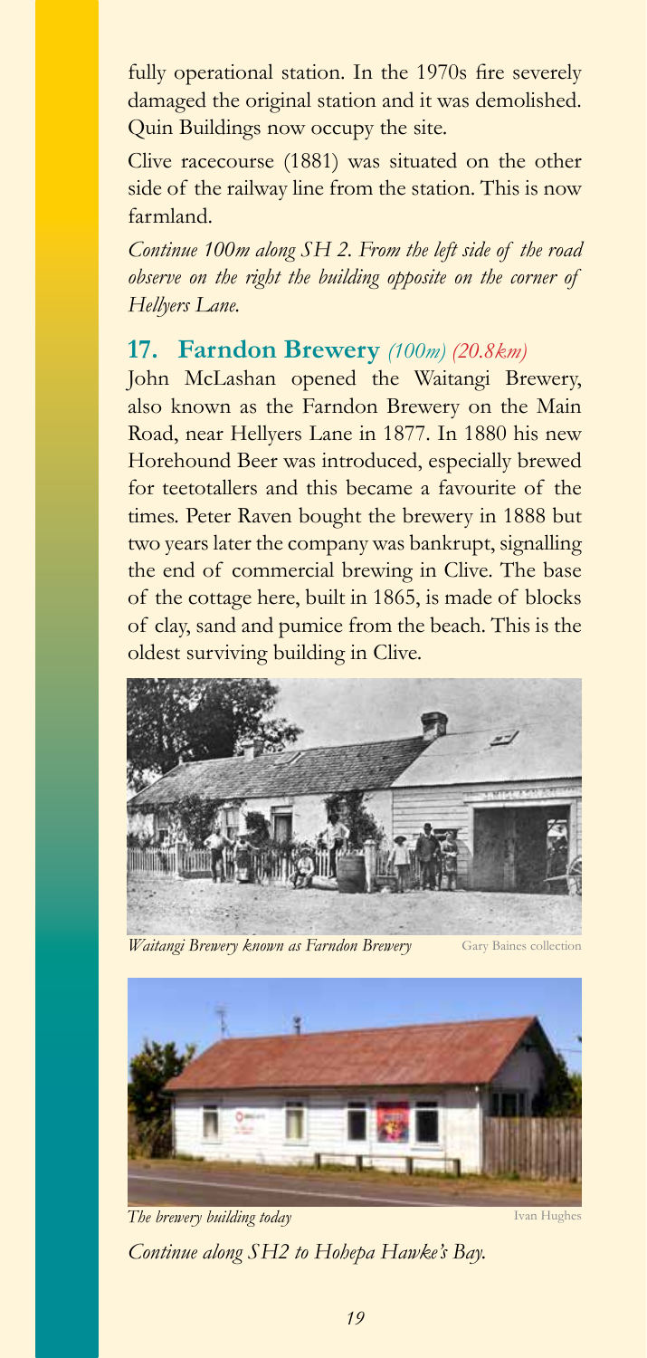fully operational station. In the 1970s fire severely damaged the original station and it was demolished. Quin Buildings now occupy the site.

Clive racecourse (1881) was situated on the other side of the railway line from the station. This is now farmland.

*Continue 100m along SH 2. From the left side of the road observe on the right the building opposite on the corner of Hellyers Lane.*

## 17. Farndon Brewery *(100m) (20.8km)*

John McLashan opened the Waitangi Brewery, also known as the Farndon Brewery on the Main Road, near Hellyers Lane in 1877. In 1880 his new Horehound Beer was introduced, especially brewed for teetotallers and this became a favourite of the times. Peter Raven bought the brewery in 1888 but two years later the company was bankrupt, signalling the end of commercial brewing in Clive. The base of the cottage here, built in 1865, is made of blocks of clay, sand and pumice from the beach. This is the oldest surviving building in Clive.

*Waitangi Brewery known as Farndon Brewery* Gary Baines collection

*The brewery building today* Ivan Hughes

*Continue along SH2 to Hohepa Hawke's Bay.*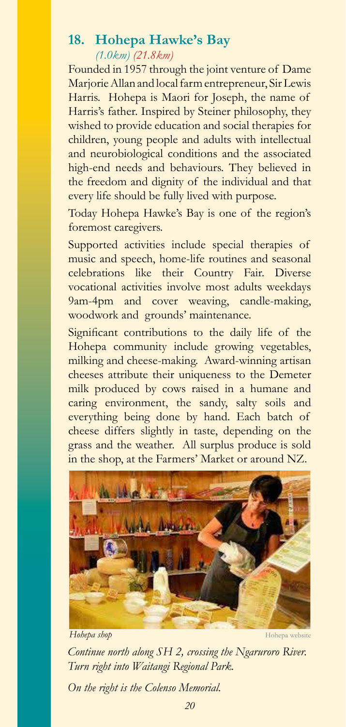## 18. Hohepa Hawke's Bay

*(1.0km) (21.8km)*

Founded in 1957 through the joint venture of Dame Marjorie Allan and local farm entrepreneur, Sir Lewis Harris. Hohepa is Maori for Joseph, the name of Harris's father. Inspired by Steiner philosophy, they wished to provide education and social therapies for children, young people and adults with intellectual and neurobiological conditions and the associated high-end needs and behaviours. They believed in the freedom and dignity of the individual and that every life should be fully lived with purpose.

Today Hohepa Hawke's Bay is one of the region's foremost caregivers.

Supported activities include special therapies of music and speech, home-life routines and seasonal celebrations like their Country Fair. Diverse vocational activities involve most adults weekdays 9am-4pm and cover weaving, candle-making, woodwork and grounds' maintenance.

Significant contributions to the daily life of the Hohepa community include growing vegetables, milking and cheese-making. Award-winning artisan cheeses attribute their uniqueness to the Demeter milk produced by cows raised in a humane and caring environment, the sandy, salty soils and everything being done by hand. Each batch of cheese differs slightly in taste, depending on the grass and the weather. All surplus produce is sold in the shop, at the Farmers' Market or around NZ.

*Hohepa shop* Hohepa website

*Continue north along SH 2, crossing the Ngaruroro River. Turn right into Waitangi Regional Park.*

*On the right is the Colenso Memorial.*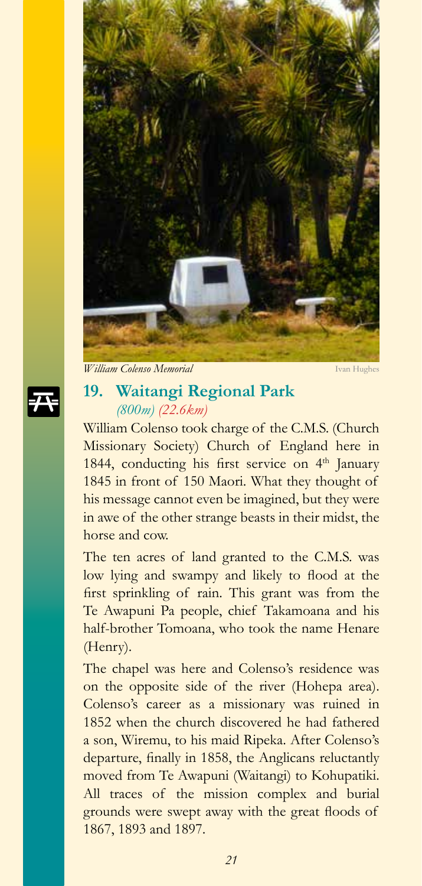*William Colenso Memorial* Ivan Hughes

## 19. Waitangi Regional Park

*(800m) (22.6km)*

William Colenso took charge of the C.M.S. (Church Missionary Society) Church of England here in 1844, conducting his first service on 4th January 1845 in front of 150 Maori. What they thought of his message cannot even be imagined, but they were in awe of the other strange beasts in their midst, the horse and cow.

The ten acres of land granted to the C.M.S. was low lying and swampy and likely to flood at the first sprinkling of rain. This grant was from the Te Awapuni Pa people, chief Takamoana and his half-brother Tomoana, who took the name Henare (Henry).

The chapel was here and Colenso's residence was on the opposite side of the river (Hohepa area). Colenso's career as a missionary was ruined in 1852 when the church discovered he had fathered a son, Wiremu, to his maid Ripeka. After Colenso's departure, finally in 1858, the Anglicans reluctantly moved from Te Awapuni (Waitangi) to Kohupatiki. All traces of the mission complex and burial grounds were swept away with the great floods of 1867, 1893 and 1897.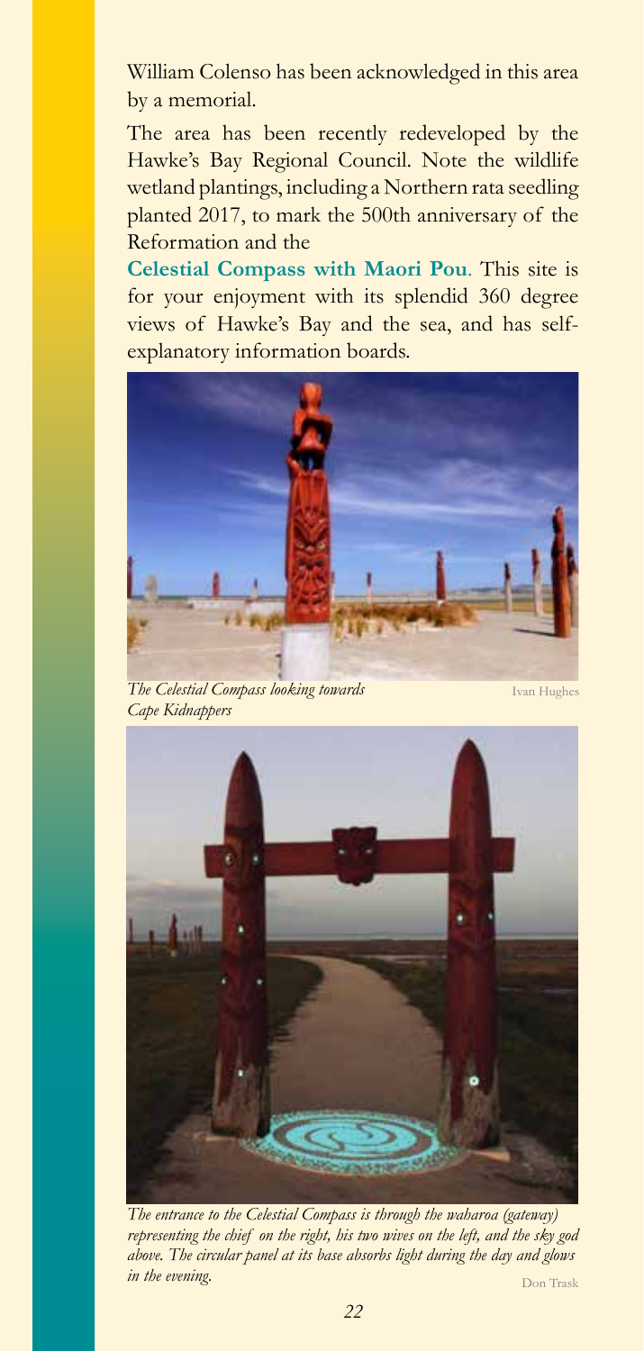William Colenso has been acknowledged in this area by a memorial.

The area has been recently redeveloped by the Hawke's Bay Regional Council. Note the wildlife wetland plantings, including a Northern rata seedling planted 2017, to mark the 500th anniversary of the Reformation and the

**Celestial Compass with Maori Pou**. This site is for your enjoyment with its splendid 360 degree views of Hawke's Bay and the sea, and has self-explanatory information boards.

*The Celestial Compass looking towards Cape Kidnappers*

Ivan Hughes

*The entrance to the Celestial Compass is through the waharoa (gateway) representing the chief on the right, his two wives on the left, and the sky god above. The circular panel at its base absorbs light during the day and glows in the evening.*

Don Trask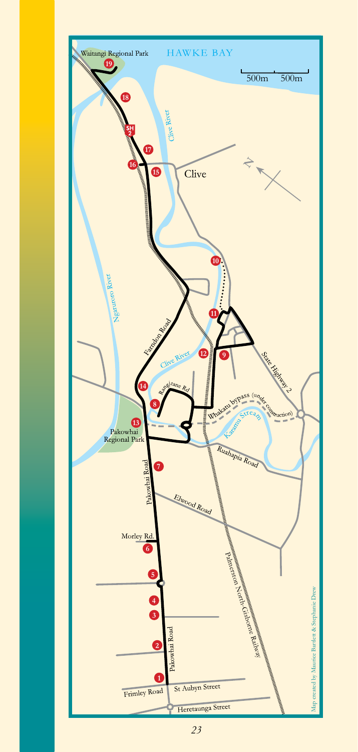HAWKE BAY

Waitangi Regional Park

500m 500m

SH 2

Clive River

Clive

Ngaruroro River

Farndon Road

Clive River

State Highway 2

Rangitane Rd

Whakatu bypass (under construction)

Karamu Stream

Pakowhai Regional Park

Ruahapia Road

Pakowhai Road

Elwood Road

Morley Rd.

Palmerston North-Gisborne Railway

Pakowhai Road

Frimley Road

St Aubyn Street

Heretaunga Street

1 2 3 4 5 6 7 8 9 10 11 12 13 14 15 16 17 18 19

Map created by Maurice Bartlett & Stephanie Drew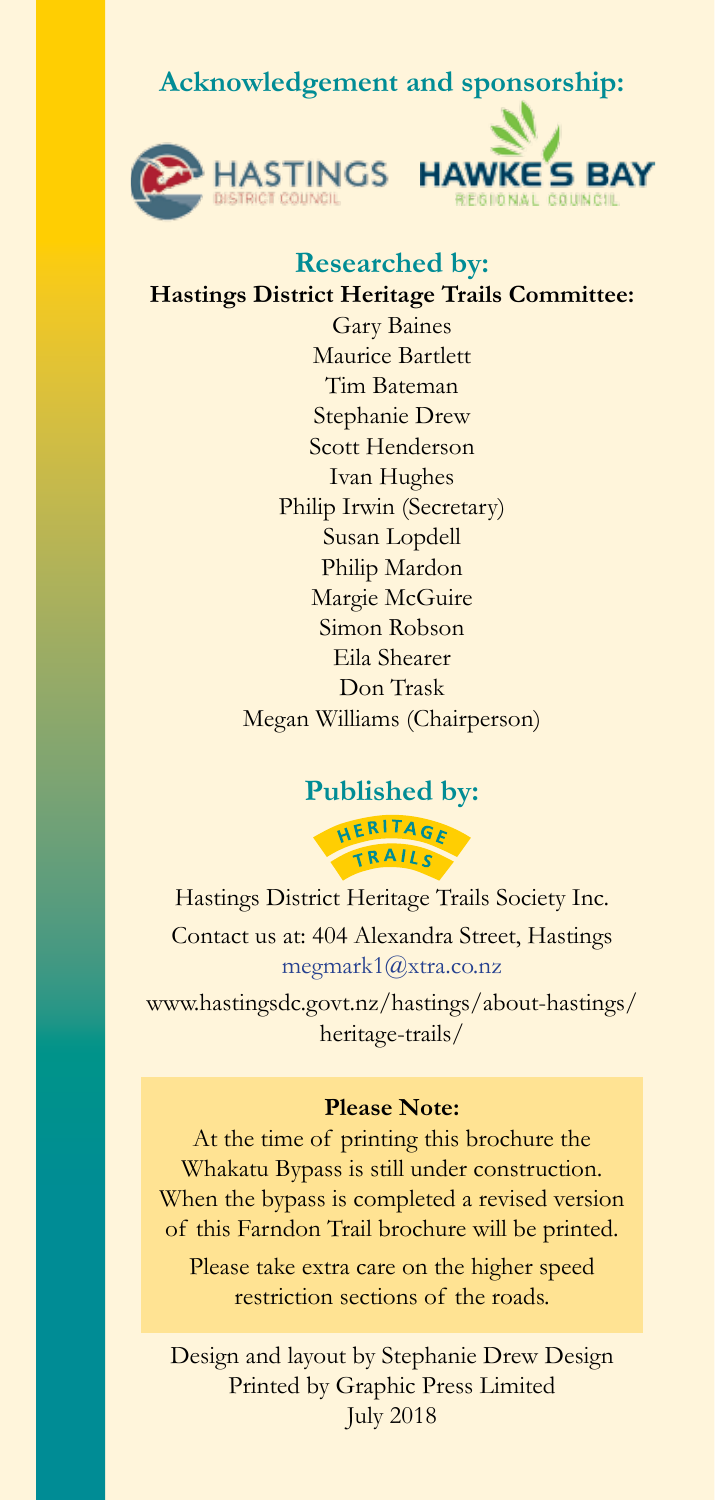## Acknowledgement and sponsorship:

HASTINGS DISTRICT COUNCIL HAWKE'S BAY REGIONAL COUNCIL

## Researched by:

**Hastings District Heritage Trails Committee:**

Gary Baines
Maurice Bartlett
Tim Bateman
Stephanie Drew
Scott Henderson
Ivan Hughes
Philip Irwin (Secretary)
Susan Lopdell
Philip Mardon
Margie McGuire
Simon Robson
Eila Shearer
Don Trask
Megan Williams (Chairperson)

## Published by:

HERITAGE TRAILS

Hastings District Heritage Trails Society Inc.

Contact us at: 404 Alexandra Street, Hastings
megmark1@xtra.co.nz

www.hastingsdc.govt.nz/hastings/about-hastings/heritage-trails/

**Please Note:**

At the time of printing this brochure the Whakatu Bypass is still under construction. When the bypass is completed a revised version of this Farndon Trail brochure will be printed.

Please take extra care on the higher speed restriction sections of the roads.

Design and layout by Stephanie Drew Design
Printed by Graphic Press Limited
July 2018